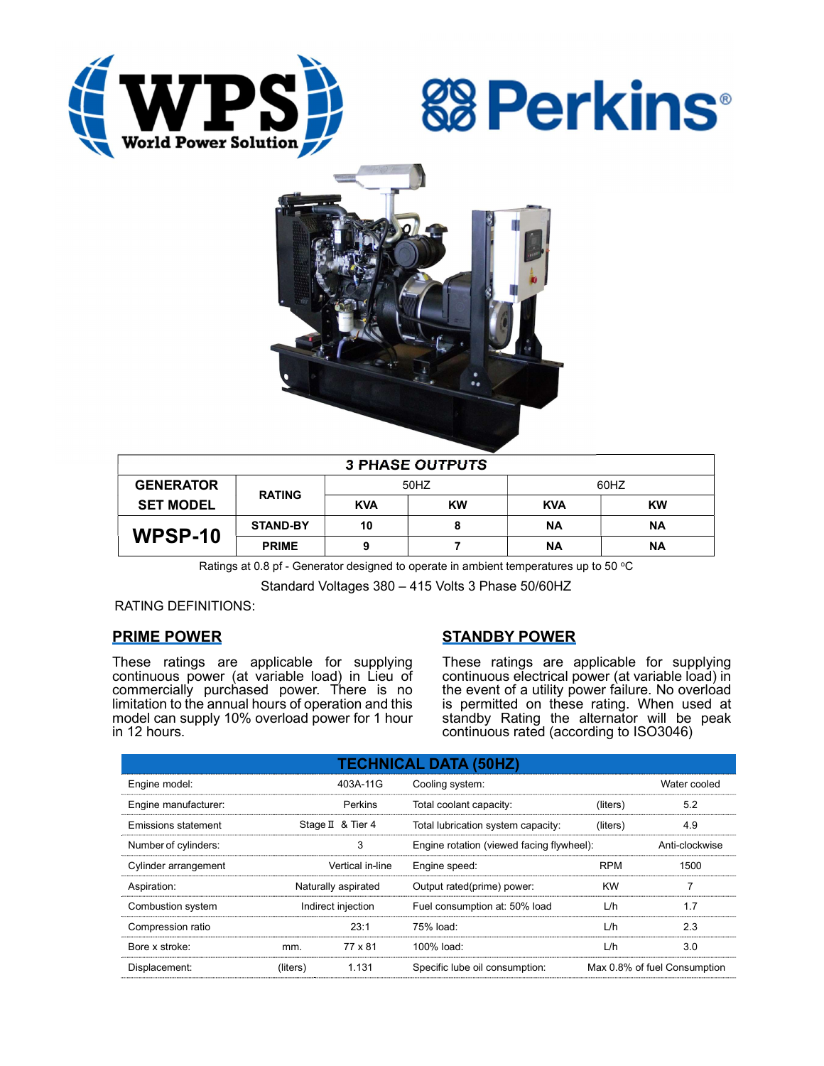WPS World Power Solution

Perkins®

| 3 PHASE OUTPUTS | | | | | |
|---|---|---|---|---|---|
| GENERATOR SET MODEL | RATING | 50HZ | | 60HZ | |
| | | KVA | KW | KVA | KW |
| WPSP-10 | STAND-BY | 10 | 8 | NA | NA |
| | PRIME | 9 | 7 | NA | NA |

Ratings at 0.8 pf - Generator designed to operate in ambient temperatures up to 50 ºC

Standard Voltages 380 – 415 Volts 3 Phase 50/60HZ

RATING DEFINITIONS:

## PRIME POWER

These ratings are applicable for supplying continuous power (at variable load) in Lieu of commercially purchased power. There is no limitation to the annual hours of operation and this model can supply 10% overload power for 1 hour in 12 hours.

## STANDBY POWER

These ratings are applicable for supplying continuous electrical power (at variable load) in the event of a utility power failure. No overload is permitted on these rating. When used at standby Rating the alternator will be peak continuous rated (according to ISO3046)

## TECHNICAL DATA (50HZ)

| | | | | | |
|---|---|---|---|---|---|
| Engine model: | | 403A-11G | Cooling system: | | Water cooled |
| Engine manufacturer: | | Perkins | Total coolant capacity: | (liters) | 5.2 |
| Emissions statement | | Stage Ⅱ & Tier 4 | Total lubrication system capacity: | (liters) | 4.9 |
| Number of cylinders: | | 3 | Engine rotation (viewed facing flywheel): | | Anti-clockwise |
| Cylinder arrangement | | Vertical in-line | Engine speed: | RPM | 1500 |
| Aspiration: | | Naturally aspirated | Output rated(prime) power: | KW | 7 |
| Combustion system | | Indirect injection | Fuel consumption at: 50% load | L/h | 1.7 |
| Compression ratio | | 23:1 | 75% load: | L/h | 2.3 |
| Bore x stroke: | mm. | 77 x 81 | 100% load: | L/h | 3.0 |
| Displacement: | (liters) | 1.131 | Specific lube oil consumption: | | Max 0.8% of fuel Consumption |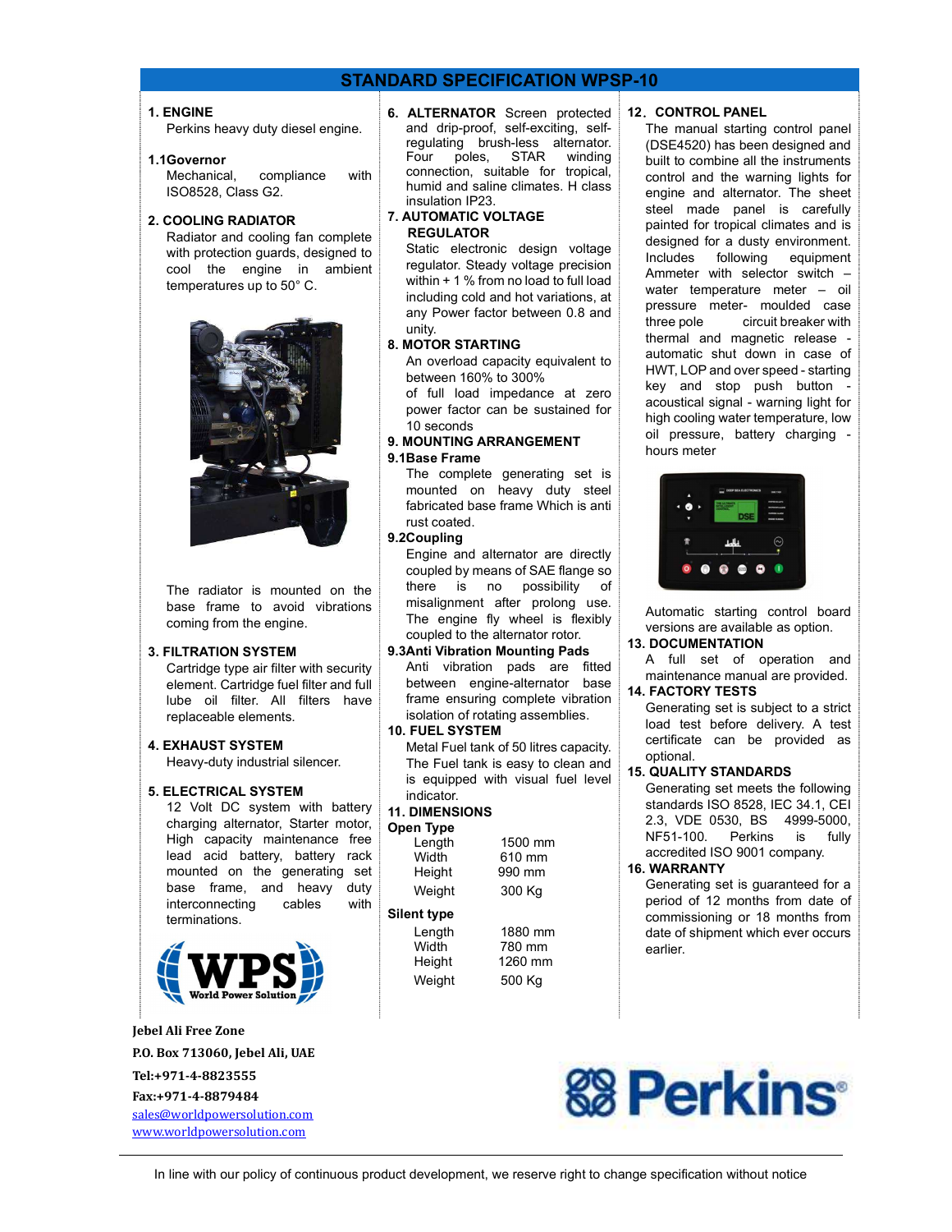# STANDARD SPECIFICATION WPSP-10

### 1. ENGINE

Perkins heavy duty diesel engine.

### 1.1Governor

Mechanical, compliance with ISO8528, Class G2.

### 2. COOLING RADIATOR

Radiator and cooling fan complete with protection guards, designed to cool the engine in ambient temperatures up to 50° C.

The radiator is mounted on the base frame to avoid vibrations coming from the engine.

### 3. FILTRATION SYSTEM

Cartridge type air filter with security element. Cartridge fuel filter and full lube oil filter. All filters have replaceable elements.

### 4. EXHAUST SYSTEM

Heavy-duty industrial silencer.

### 5. ELECTRICAL SYSTEM

12 Volt DC system with battery charging alternator, Starter motor, High capacity maintenance free lead acid battery, battery rack mounted on the generating set base frame, and heavy duty interconnecting cables with terminations.

### 6. ALTERNATOR

Screen protected and drip-proof, self-exciting, self-regulating brush-less alternator. Four poles, STAR winding connection, suitable for tropical, humid and saline climates. H class insulation IP23.

### 7. AUTOMATIC VOLTAGE REGULATOR

Static electronic design voltage regulator. Steady voltage precision within + 1 % from no load to full load including cold and hot variations, at any Power factor between 0.8 and unity.

### 8. MOTOR STARTING

An overload capacity equivalent to between 160% to 300% of full load impedance at zero power factor can be sustained for 10 seconds

### 9. MOUNTING ARRANGEMENT

### 9.1Base Frame

The complete generating set is mounted on heavy duty steel fabricated base frame Which is anti rust coated.

### 9.2Coupling

Engine and alternator are directly coupled by means of SAE flange so there is no possibility of misalignment after prolong use. The engine fly wheel is flexibly coupled to the alternator rotor.

### 9.3Anti Vibration Mounting Pads

Anti vibration pads are fitted between engine-alternator base frame ensuring complete vibration isolation of rotating assemblies.

### 10. FUEL SYSTEM

Metal Fuel tank of 50 litres capacity. The Fuel tank is easy to clean and is equipped with visual fuel level indicator.

### 11. DIMENSIONS

**Open Type**

| | |
|---|---|
| Length | 1500 mm |
| Width | 610 mm |
| Height | 990 mm |
| Weight | 300 Kg |

**Silent type**

| | |
|---|---|
| Length | 1880 mm |
| Width | 780 mm |
| Height | 1260 mm |
| Weight | 500 Kg |

### 12. CONTROL PANEL

The manual starting control panel (DSE4520) has been designed and built to combine all the instruments control and the warning lights for engine and alternator. The sheet steel made panel is carefully painted for tropical climates and is designed for a dusty environment. Includes following equipment Ammeter with selector switch – water temperature meter – oil pressure meter- moulded case three pole circuit breaker with thermal and magnetic release - automatic shut down in case of HWT, LOP and over speed - starting key and stop push button - acoustical signal - warning light for high cooling water temperature, low oil pressure, battery charging - hours meter

Automatic starting control board versions are available as option.

### 13. DOCUMENTATION

A full set of operation and maintenance manual are provided.

### 14. FACTORY TESTS

Generating set is subject to a strict load test before delivery. A test certificate can be provided as optional.

### 15. QUALITY STANDARDS

Generating set meets the following standards ISO 8528, IEC 34.1, CEI 2.3, VDE 0530, BS 4999-5000, NF51-100. Perkins is fully accredited ISO 9001 company.

### 16. WARRANTY

Generating set is guaranteed for a period of 12 months from date of commissioning or 18 months from date of shipment which ever occurs earlier.

WPS World Power Solution

**Jebel Ali Free Zone**
**P.O. Box 713060, Jebel Ali, UAE**
**Tel:+971-4-8823555**
**Fax:+971-4-8879484**
sales@worldpowersolution.com
www.worldpowersolution.com

Perkins

In line with our policy of continuous product development, we reserve right to change specification without notice